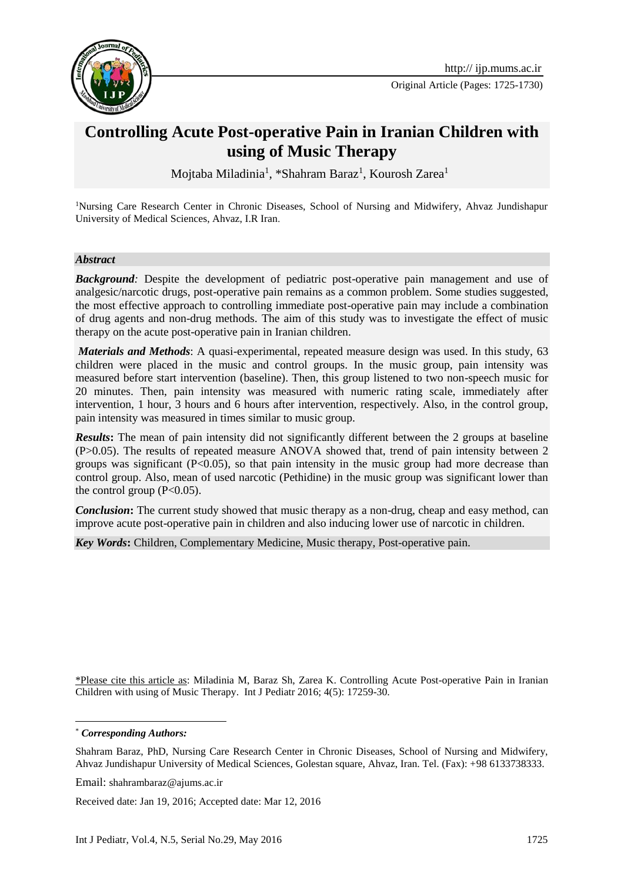# Controlling Acute Post-operative Pain in Iranian Children with using of Music Therapy

Mojtaba Miladinia[1], *Shahram Baraz[1], Kourosh Zarea[1]

[1]Nursing Care Research Center in Chronic Diseases, School of Nursing and Midwifery, Ahvaz Jundishapur University of Medical Sciences, Ahvaz, I.R Iran.

### *Abstract*

***Background:*** Despite the development of pediatric post-operative pain management and use of analgesic/narcotic drugs, post-operative pain remains as a common problem. Some studies suggested, the most effective approach to controlling immediate post-operative pain may include a combination of drug agents and non-drug methods. The aim of this study was to investigate the effect of music therapy on the acute post-operative pain in Iranian children.

***Materials and Methods***: A quasi-experimental, repeated measure design was used. In this study, 63 children were placed in the music and control groups. In the music group, pain intensity was measured before start intervention (baseline). Then, this group listened to two non-speech music for 20 minutes. Then, pain intensity was measured with numeric rating scale, immediately after intervention, 1 hour, 3 hours and 6 hours after intervention, respectively. Also, in the control group, pain intensity was measured in times similar to music group.

***Results*:** The mean of pain intensity did not significantly different between the 2 groups at baseline ($P>0.05$). The results of repeated measure ANOVA showed that, trend of pain intensity between 2 groups was significant ($P<0.05$), so that pain intensity in the music group had more decrease than control group. Also, mean of used narcotic (Pethidine) in the music group was significant lower than the control group ($P<0.05$).

***Conclusion*:** The current study showed that music therapy as a non-drug, cheap and easy method, can improve acute post-operative pain in children and also inducing lower use of narcotic in children.

***Key Words*:** Children, Complementary Medicine, Music therapy, Post-operative pain.

\*Please cite this article as: Miladinia M, Baraz Sh, Zarea K. Controlling Acute Post-operative Pain in Iranian Children with using of Music Therapy. Int J Pediatr 2016; 4(5): 17259-30.

\* ***Corresponding Authors:***

Shahram Baraz, PhD, Nursing Care Research Center in Chronic Diseases, School of Nursing and Midwifery, Ahvaz Jundishapur University of Medical Sciences, Golestan square, Ahvaz, Iran. Tel. (Fax): +98 6133738333.

Email: shahrambaraz@ajums.ac.ir

Received date: Jan 19, 2016; Accepted date: Mar 12, 2016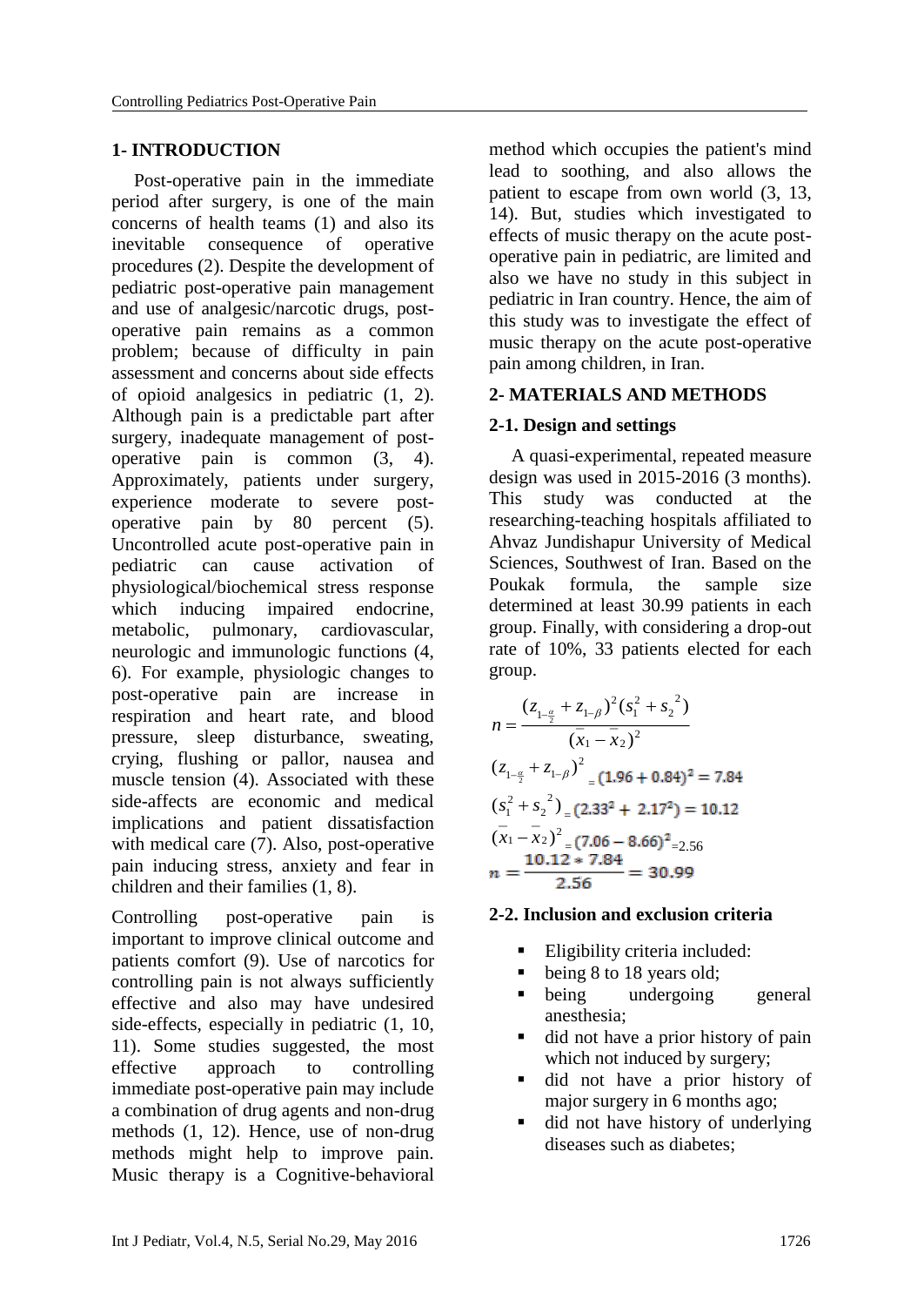## 1- INTRODUCTION

Post-operative pain in the immediate period after surgery, is one of the main concerns of health teams (1) and also its inevitable consequence of operative procedures (2). Despite the development of pediatric post-operative pain management and use of analgesic/narcotic drugs, post-operative pain remains as a common problem; because of difficulty in pain assessment and concerns about side effects of opioid analgesics in pediatric (1, 2). Although pain is a predictable part after surgery, inadequate management of post-operative pain is common (3, 4). Approximately, patients under surgery, experience moderate to severe post-operative pain by 80 percent (5). Uncontrolled acute post-operative pain in pediatric can cause activation of physiological/biochemical stress response which inducing impaired endocrine, metabolic, pulmonary, cardiovascular, neurologic and immunologic functions (4, 6). For example, physiologic changes to post-operative pain are increase in respiration and heart rate, and blood pressure, sleep disturbance, sweating, crying, flushing or pallor, nausea and muscle tension (4). Associated with these side-affects are economic and medical implications and patient dissatisfaction with medical care (7). Also, post-operative pain inducing stress, anxiety and fear in children and their families (1, 8).

Controlling post-operative pain is important to improve clinical outcome and patients comfort (9). Use of narcotics for controlling pain is not always sufficiently effective and also may have undesired side-effects, especially in pediatric (1, 10, 11). Some studies suggested, the most effective approach to controlling immediate post-operative pain may include a combination of drug agents and non-drug methods (1, 12). Hence, use of non-drug methods might help to improve pain. Music therapy is a Cognitive-behavioral method which occupies the patient's mind lead to soothing, and also allows the patient to escape from own world (3, 13, 14). But, studies which investigated to effects of music therapy on the acute post-operative pain in pediatric, are limited and also we have no study in this subject in pediatric in Iran country. Hence, the aim of this study was to investigate the effect of music therapy on the acute post-operative pain among children, in Iran.

## 2- MATERIALS AND METHODS

### 2-1. Design and settings

A quasi-experimental, repeated measure design was used in 2015-2016 (3 months). This study was conducted at the researching-teaching hospitals affiliated to Ahvaz Jundishapur University of Medical Sciences, Southwest of Iran. Based on the Poukak formula, the sample size determined at least 30.99 patients in each group. Finally, with considering a drop-out rate of 10%, 33 patients elected for each group.

$$n = \frac{(z_{1-\frac{\alpha}{2}} + z_{1-\beta})^2 (s_1^2 + s_2^{\ 2})}{(\bar{x}_1 - \bar{x}_2)^2}$$

$$(z_{1-\frac{\alpha}{2}} + z_{1-\beta})^2 = (1.96 + 0.84)^2 = 7.84$$

$$(s_1^2 + s_2^{\ 2}) = (2.33^2 + 2.17^2) = 10.12$$

$$(\bar{x}_1 - \bar{x}_2)^2 = (7.06 - 8.66)^2 = 2.56$$

$$n = \frac{10.12 * 7.84}{2.56} = 30.99$$

### 2-2. Inclusion and exclusion criteria

- Eligibility criteria included:
- being 8 to 18 years old;
- being undergoing general anesthesia;
- did not have a prior history of pain which not induced by surgery;
- did not have a prior history of major surgery in 6 months ago;
- did not have history of underlying diseases such as diabetes;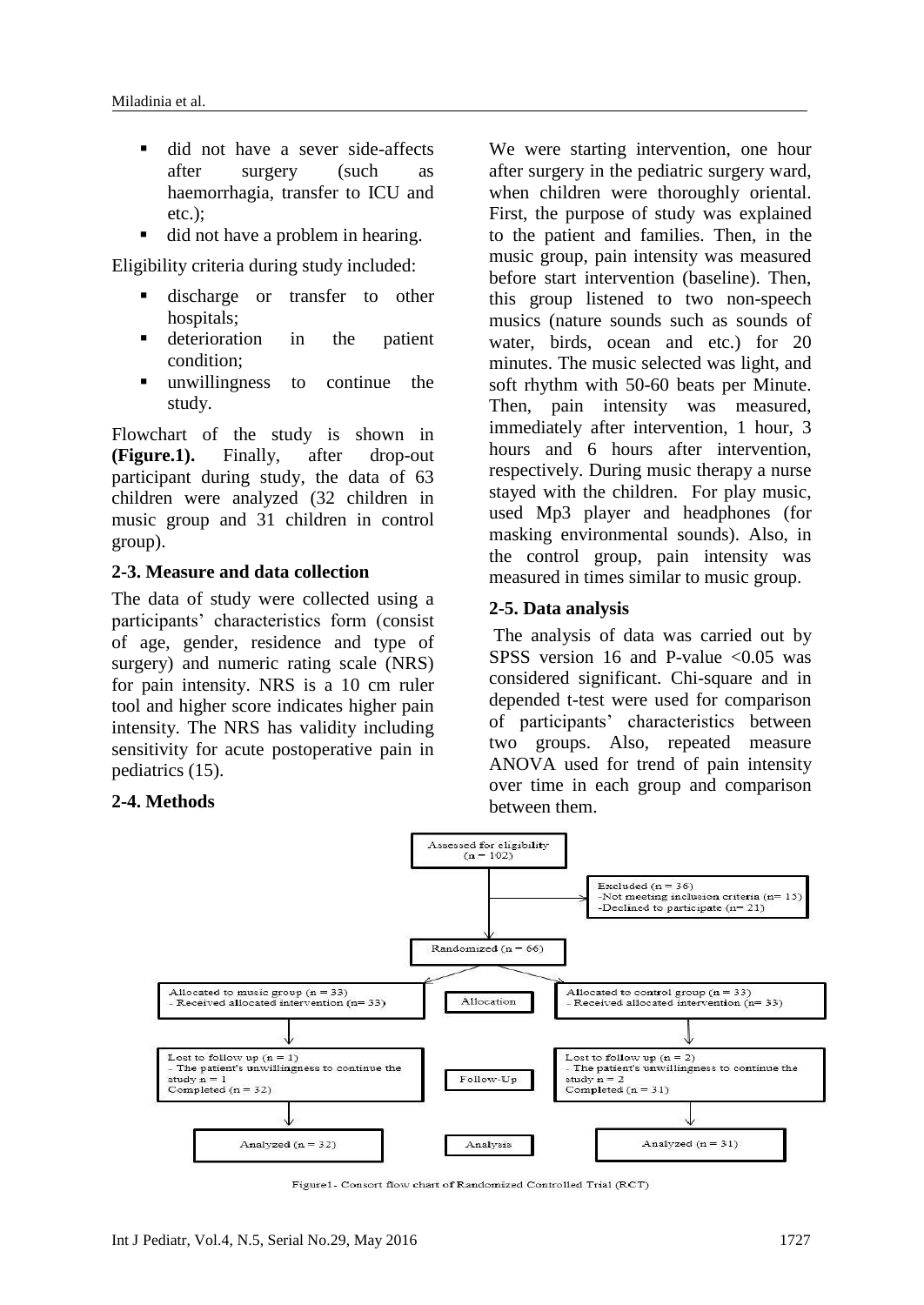- did not have a sever side-affects after surgery (such as haemorrhagia, transfer to ICU and etc.);
- did not have a problem in hearing.

Eligibility criteria during study included:

- discharge or transfer to other hospitals;
- deterioration in the patient condition;
- unwillingness to continue the study.

Flowchart of the study is shown in **(Figure.1).** Finally, after drop-out participant during study, the data of 63 children were analyzed (32 children in music group and 31 children in control group).

### 2-3. Measure and data collection

The data of study were collected using a participants' characteristics form (consist of age, gender, residence and type of surgery) and numeric rating scale (NRS) for pain intensity. NRS is a 10 cm ruler tool and higher score indicates higher pain intensity. The NRS has validity including sensitivity for acute postoperative pain in pediatrics (15).

### 2-4. Methods

We were starting intervention, one hour after surgery in the pediatric surgery ward, when children were thoroughly oriental. First, the purpose of study was explained to the patient and families. Then, in the music group, pain intensity was measured before start intervention (baseline). Then, this group listened to two non-speech musics (nature sounds such as sounds of water, birds, ocean and etc.) for 20 minutes. The music selected was light, and soft rhythm with 50-60 beats per Minute. Then, pain intensity was measured, immediately after intervention, 1 hour, 3 hours and 6 hours after intervention, respectively. During music therapy a nurse stayed with the children. For play music, used Mp3 player and headphones (for masking environmental sounds). Also, in the control group, pain intensity was measured in times similar to music group.

### 2-5. Data analysis

The analysis of data was carried out by SPSS version 16 and P-value <0.05 was considered significant. Chi-square and in depended t-test were used for comparison of participants' characteristics between two groups. Also, repeated measure ANOVA used for trend of pain intensity over time in each group and comparison between them.

Assessed for eligibility (n = 102)

Excluded (n = 36)
-Not meeting inclusion criteria (n= 15)
-Declined to participate (n= 21)

Randomized (n = 66)

| | Allocation | |
|---|---|---|
| Allocated to music group (n = 33) - Received allocated intervention (n= 33) | | Allocated to control group (n = 33) - Received allocated intervention (n= 33) |

| | Follow-Up | |
|---|---|---|
| Lost to follow up (n = 1) - The patient's unwillingness to continue the study n = 1; Completed (n = 32) | | Lost to follow up (n = 2) - The patient's unwillingness to continue the study n = 2; Completed (n = 31) |

| | Analysis | |
|---|---|---|
| Analyzed (n = 32) | | Analyzed (n = 31) |

Figure1- Consort flow chart of Randomized Controlled Trial (RCT)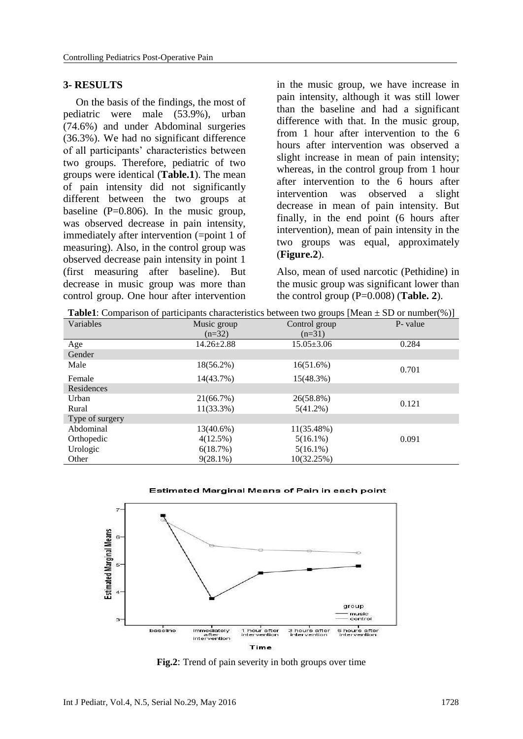## 3- RESULTS

On the basis of the findings, the most of pediatric were male (53.9%), urban (74.6%) and under Abdominal surgeries (36.3%). We had no significant difference of all participants' characteristics between two groups. Therefore, pediatric of two groups were identical (**Table.1**). The mean of pain intensity did not significantly different between the two groups at baseline (P=0.806). In the music group, was observed decrease in pain intensity, immediately after intervention (=point 1 of measuring). Also, in the control group was observed decrease pain intensity in point 1 (first measuring after baseline). But decrease in music group was more than control group. One hour after intervention in the music group, we have increase in pain intensity, although it was still lower than the baseline and had a significant difference with that. In the music group, from 1 hour after intervention to the 6 hours after intervention was observed a slight increase in mean of pain intensity; whereas, in the control group from 1 hour after intervention to the 6 hours after intervention was observed a slight decrease in mean of pain intensity. But finally, in the end point (6 hours after intervention), mean of pain intensity in the two groups was equal, approximately (**Figure.2**).

Also, mean of used narcotic (Pethidine) in the music group was significant lower than the control group (P=0.008) (**Table. 2**).

**Table1**: Comparison of participants characteristics between two groups [Mean ± SD or number(%)]

| Variables | Music group (n=32) | Control group (n=31) | P- value |
|---|---|---|---|
| Age | 14.26±2.88 | 15.05±3.06 | 0.284 |
| Gender | | | |
| Male | 18(56.2%) | 16(51.6%) | 0.701 |
| Female | 14(43.7%) | 15(48.3%) | |
| Residences | | | |
| Urban | 21(66.7%) | 26(58.8%) | 0.121 |
| Rural | 11(33.3%) | 5(41.2%) | |
| Type of surgery | | | |
| Abdominal | 13(40.6%) | 11(35.48%) | 0.091 |
| Orthopedic | 4(12.5%) | 5(16.1%) | |
| Urologic | 6(18.7%) | 5(16.1%) | |
| Other | 9(28.1%) | 10(32.25%) | |

**Fig.2**: Trend of pain severity in both groups over time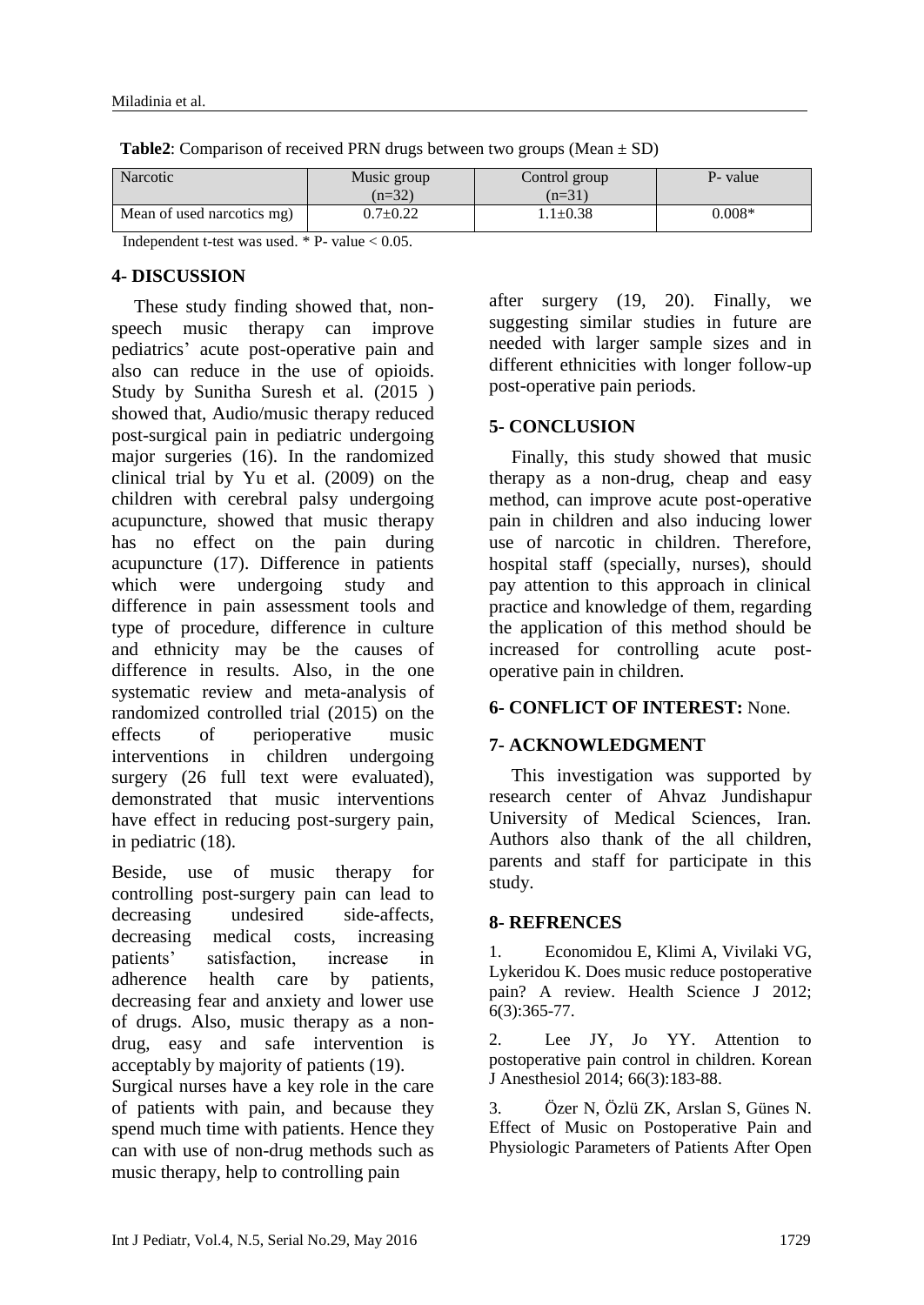**Table2**: Comparison of received PRN drugs between two groups (Mean ± SD)

| Narcotic | Music group (n=32) | Control group (n=31) | P- value |
|---|---|---|---|
| Mean of used narcotics mg) | 0.7±0.22 | 1.1±0.38 | 0.008* |

Independent t-test was used. * P- value < 0.05.

## 4- DISCUSSION

These study finding showed that, non-speech music therapy can improve pediatrics' acute post-operative pain and also can reduce in the use of opioids. Study by Sunitha Suresh et al. (2015 ) showed that, Audio/music therapy reduced post-surgical pain in pediatric undergoing major surgeries (16). In the randomized clinical trial by Yu et al. (2009) on the children with cerebral palsy undergoing acupuncture, showed that music therapy has no effect on the pain during acupuncture (17). Difference in patients which were undergoing study and difference in pain assessment tools and type of procedure, difference in culture and ethnicity may be the causes of difference in results. Also, in the one systematic review and meta-analysis of randomized controlled trial (2015) on the effects of perioperative music interventions in children undergoing surgery (26 full text were evaluated), demonstrated that music interventions have effect in reducing post-surgery pain, in pediatric (18).

Beside, use of music therapy for controlling post-surgery pain can lead to decreasing undesired side-affects, decreasing medical costs, increasing patients' satisfaction, increase in adherence health care by patients, decreasing fear and anxiety and lower use of drugs. Also, music therapy as a non-drug, easy and safe intervention is acceptably by majority of patients (19).

Surgical nurses have a key role in the care of patients with pain, and because they spend much time with patients. Hence they can with use of non-drug methods such as music therapy, help to controlling pain after surgery (19, 20). Finally, we suggesting similar studies in future are needed with larger sample sizes and in different ethnicities with longer follow-up post-operative pain periods.

## 5- CONCLUSION

Finally, this study showed that music therapy as a non-drug, cheap and easy method, can improve acute post-operative pain in children and also inducing lower use of narcotic in children. Therefore, hospital staff (specially, nurses), should pay attention to this approach in clinical practice and knowledge of them, regarding the application of this method should be increased for controlling acute post-operative pain in children.

## 6- CONFLICT OF INTEREST: None.

## 7- ACKNOWLEDGMENT

This investigation was supported by research center of Ahvaz Jundishapur University of Medical Sciences, Iran. Authors also thank of the all children, parents and staff for participate in this study.

## 8- REFRENCES

1. Economidou E, Klimi A, Vivilaki VG, Lykeridou K. Does music reduce postoperative pain? A review. Health Science J 2012; 6(3):365-77.

2. Lee JY, Jo YY. Attention to postoperative pain control in children. Korean J Anesthesiol 2014; 66(3):183-88.

3. Özer N, Özlü ZK, Arslan S, Günes N. Effect of Music on Postoperative Pain and Physiologic Parameters of Patients After Open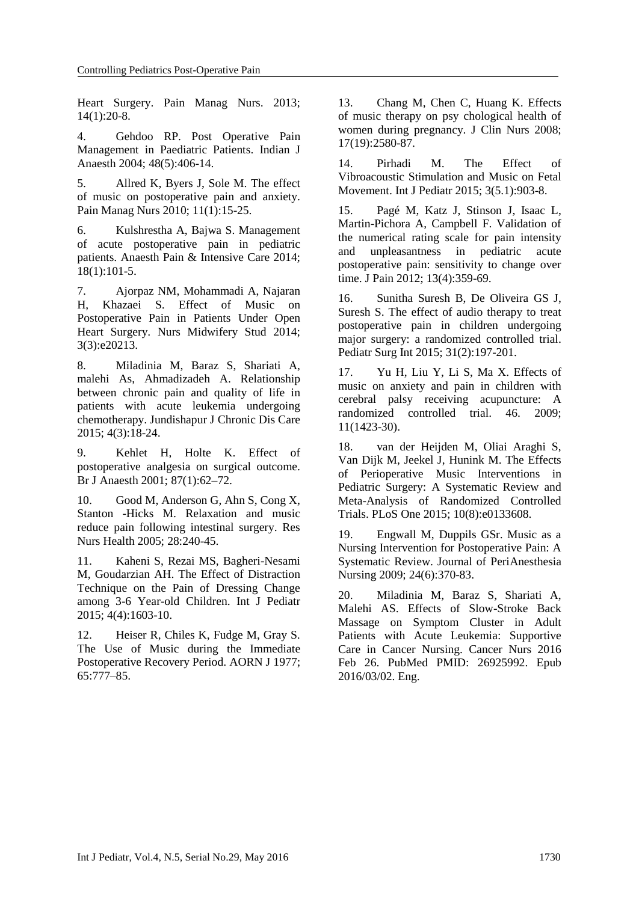Heart Surgery. Pain Manag Nurs. 2013; 14(1):20-8.

4. Gehdoo RP. Post Operative Pain Management in Paediatric Patients. Indian J Anaesth 2004; 48(5):406-14.

5. Allred K, Byers J, Sole M. The effect of music on postoperative pain and anxiety. Pain Manag Nurs 2010; 11(1):15-25.

6. Kulshrestha A, Bajwa S. Management of acute postoperative pain in pediatric patients. Anaesth Pain & Intensive Care 2014; 18(1):101-5.

7. Ajorpaz NM, Mohammadi A, Najaran H, Khazaei S. Effect of Music on Postoperative Pain in Patients Under Open Heart Surgery. Nurs Midwifery Stud 2014; 3(3):e20213.

8. Miladinia M, Baraz S, Shariati A, malehi As, Ahmadizadeh A. Relationship between chronic pain and quality of life in patients with acute leukemia undergoing chemotherapy. Jundishapur J Chronic Dis Care 2015; 4(3):18-24.

9. Kehlet H, Holte K. Effect of postoperative analgesia on surgical outcome. Br J Anaesth 2001; 87(1):62–72.

10. Good M, Anderson G, Ahn S, Cong X, Stanton -Hicks M. Relaxation and music reduce pain following intestinal surgery. Res Nurs Health 2005; 28:240-45.

11. Kaheni S, Rezai MS, Bagheri-Nesami M, Goudarzian AH. The Effect of Distraction Technique on the Pain of Dressing Change among 3-6 Year-old Children. Int J Pediatr 2015; 4(4):1603-10.

12. Heiser R, Chiles K, Fudge M, Gray S. The Use of Music during the Immediate Postoperative Recovery Period. AORN J 1977; 65:777–85.

13. Chang M, Chen C, Huang K. Effects of music therapy on psy chological health of women during pregnancy. J Clin Nurs 2008; 17(19):2580-87.

14. Pirhadi M. The Effect of Vibroacoustic Stimulation and Music on Fetal Movement. Int J Pediatr 2015; 3(5.1):903-8.

15. Pagé M, Katz J, Stinson J, Isaac L, Martin-Pichora A, Campbell F. Validation of the numerical rating scale for pain intensity and unpleasantness in pediatric acute postoperative pain: sensitivity to change over time. J Pain 2012; 13(4):359-69.

16. Sunitha Suresh B, De Oliveira GS J, Suresh S. The effect of audio therapy to treat postoperative pain in children undergoing major surgery: a randomized controlled trial. Pediatr Surg Int 2015; 31(2):197-201.

17. Yu H, Liu Y, Li S, Ma X. Effects of music on anxiety and pain in children with cerebral palsy receiving acupuncture: A randomized controlled trial. 46. 2009; 11(1423-30).

18. van der Heijden M, Oliai Araghi S, Van Dijk M, Jeekel J, Hunink M. The Effects of Perioperative Music Interventions in Pediatric Surgery: A Systematic Review and Meta-Analysis of Randomized Controlled Trials. PLoS One 2015; 10(8):e0133608.

19. Engwall M, Duppils GSr. Music as a Nursing Intervention for Postoperative Pain: A Systematic Review. Journal of PeriAnesthesia Nursing 2009; 24(6):370-83.

20. Miladinia M, Baraz S, Shariati A, Malehi AS. Effects of Slow-Stroke Back Massage on Symptom Cluster in Adult Patients with Acute Leukemia: Supportive Care in Cancer Nursing. Cancer Nurs 2016 Feb 26. PubMed PMID: 26925992. Epub 2016/03/02. Eng.